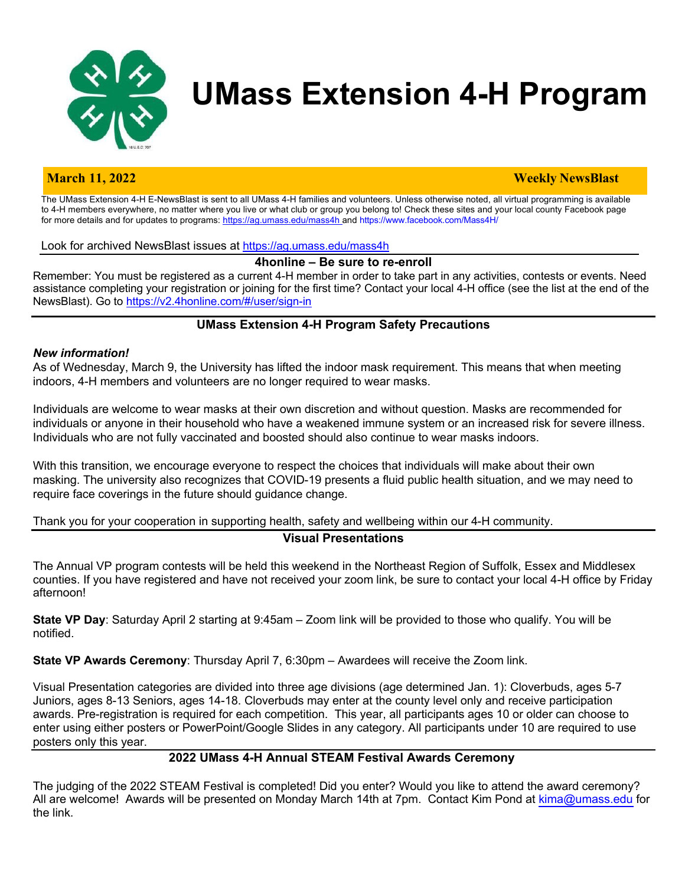# UMass Extension 4-H Program

**March 11, 2022** **Weekly NewsBlast**

The UMass Extension 4-H E-NewsBlast is sent to all UMass 4-H families and volunteers. Unless otherwise noted, all virtual programming is available to 4-H members everywhere, no matter where you live or what club or group you belong to! Check these sites and your local county Facebook page for more details and for updates to programs: https://ag.umass.edu/mass4h and https://www.facebook.com/Mass4H/

Look for archived NewsBlast issues at https://ag.umass.edu/mass4h

## 4honline – Be sure to re-enroll

Remember: You must be registered as a current 4-H member in order to take part in any activities, contests or events. Need assistance completing your registration or joining for the first time? Contact your local 4-H office (see the list at the end of the NewsBlast). Go to https://v2.4honline.com/#/user/sign-in

## UMass Extension 4-H Program Safety Precautions

***New information!***

As of Wednesday, March 9, the University has lifted the indoor mask requirement. This means that when meeting indoors, 4-H members and volunteers are no longer required to wear masks.

Individuals are welcome to wear masks at their own discretion and without question. Masks are recommended for individuals or anyone in their household who have a weakened immune system or an increased risk for severe illness. Individuals who are not fully vaccinated and boosted should also continue to wear masks indoors.

With this transition, we encourage everyone to respect the choices that individuals will make about their own masking. The university also recognizes that COVID-19 presents a fluid public health situation, and we may need to require face coverings in the future should guidance change.

Thank you for your cooperation in supporting health, safety and wellbeing within our 4-H community.

## Visual Presentations

The Annual VP program contests will be held this weekend in the Northeast Region of Suffolk, Essex and Middlesex counties. If you have registered and have not received your zoom link, be sure to contact your local 4-H office by Friday afternoon!

**State VP Day**: Saturday April 2 starting at 9:45am – Zoom link will be provided to those who qualify. You will be notified.

**State VP Awards Ceremony**: Thursday April 7, 6:30pm – Awardees will receive the Zoom link.

Visual Presentation categories are divided into three age divisions (age determined Jan. 1): Cloverbuds, ages 5-7 Juniors, ages 8-13 Seniors, ages 14-18. Cloverbuds may enter at the county level only and receive participation awards. Pre-registration is required for each competition. This year, all participants ages 10 or older can choose to enter using either posters or PowerPoint/Google Slides in any category. All participants under 10 are required to use posters only this year.

## 2022 UMass 4-H Annual STEAM Festival Awards Ceremony

The judging of the 2022 STEAM Festival is completed! Did you enter? Would you like to attend the award ceremony? All are welcome! Awards will be presented on Monday March 14th at 7pm. Contact Kim Pond at kima@umass.edu for the link.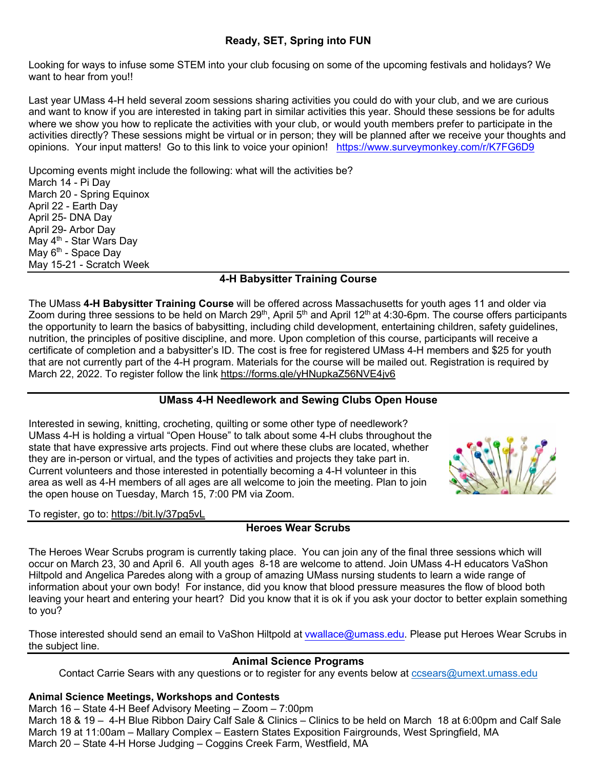## Ready, SET, Spring into FUN

Looking for ways to infuse some STEM into your club focusing on some of the upcoming festivals and holidays? We want to hear from you!!

Last year UMass 4-H held several zoom sessions sharing activities you could do with your club, and we are curious and want to know if you are interested in taking part in similar activities this year. Should these sessions be for adults where we show you how to replicate the activities with your club, or would youth members prefer to participate in the activities directly? These sessions might be virtual or in person; they will be planned after we receive your thoughts and opinions. Your input matters! Go to this link to voice your opinion! https://www.surveymonkey.com/r/K7FG6D9

Upcoming events might include the following: what will the activities be?
March 14 - Pi Day
March 20 - Spring Equinox
April 22 - Earth Day
April 25- DNA Day
April 29- Arbor Day
May 4th - Star Wars Day
May 6th - Space Day
May 15-21 - Scratch Week

## 4-H Babysitter Training Course

The UMass **4-H Babysitter Training Course** will be offered across Massachusetts for youth ages 11 and older via Zoom during three sessions to be held on March 29th, April 5th and April 12th at 4:30-6pm. The course offers participants the opportunity to learn the basics of babysitting, including child development, entertaining children, safety guidelines, nutrition, the principles of positive discipline, and more. Upon completion of this course, participants will receive a certificate of completion and a babysitter's ID. The cost is free for registered UMass 4-H members and $25 for youth that are not currently part of the 4-H program. Materials for the course will be mailed out. Registration is required by March 22, 2022. To register follow the link https://forms.gle/yHNupkaZ56NVE4jv6

## UMass 4-H Needlework and Sewing Clubs Open House

Interested in sewing, knitting, crocheting, quilting or some other type of needlework? UMass 4-H is holding a virtual "Open House" to talk about some 4-H clubs throughout the state that have expressive arts projects. Find out where these clubs are located, whether they are in-person or virtual, and the types of activities and projects they take part in. Current volunteers and those interested in potentially becoming a 4-H volunteer in this area as well as 4-H members of all ages are all welcome to join the meeting. Plan to join the open house on Tuesday, March 15, 7:00 PM via Zoom.

To register, go to: https://bit.ly/37pg5vL

## Heroes Wear Scrubs

The Heroes Wear Scrubs program is currently taking place. You can join any of the final three sessions which will occur on March 23, 30 and April 6. All youth ages 8-18 are welcome to attend. Join UMass 4-H educators VaShon Hiltpold and Angelica Paredes along with a group of amazing UMass nursing students to learn a wide range of information about your own body! For instance, did you know that blood pressure measures the flow of blood both leaving your heart and entering your heart? Did you know that it is ok if you ask your doctor to better explain something to you?

Those interested should send an email to VaShon Hiltpold at vwallace@umass.edu. Please put Heroes Wear Scrubs in the subject line.

## Animal Science Programs

Contact Carrie Sears with any questions or to register for any events below at ccsears@umext.umass.edu

**Animal Science Meetings, Workshops and Contests**
March 16 – State 4-H Beef Advisory Meeting – Zoom – 7:00pm
March 18 & 19 – 4-H Blue Ribbon Dairy Calf Sale & Clinics – Clinics to be held on March 18 at 6:00pm and Calf Sale March 19 at 11:00am – Mallary Complex – Eastern States Exposition Fairgrounds, West Springfield, MA
March 20 – State 4-H Horse Judging – Coggins Creek Farm, Westfield, MA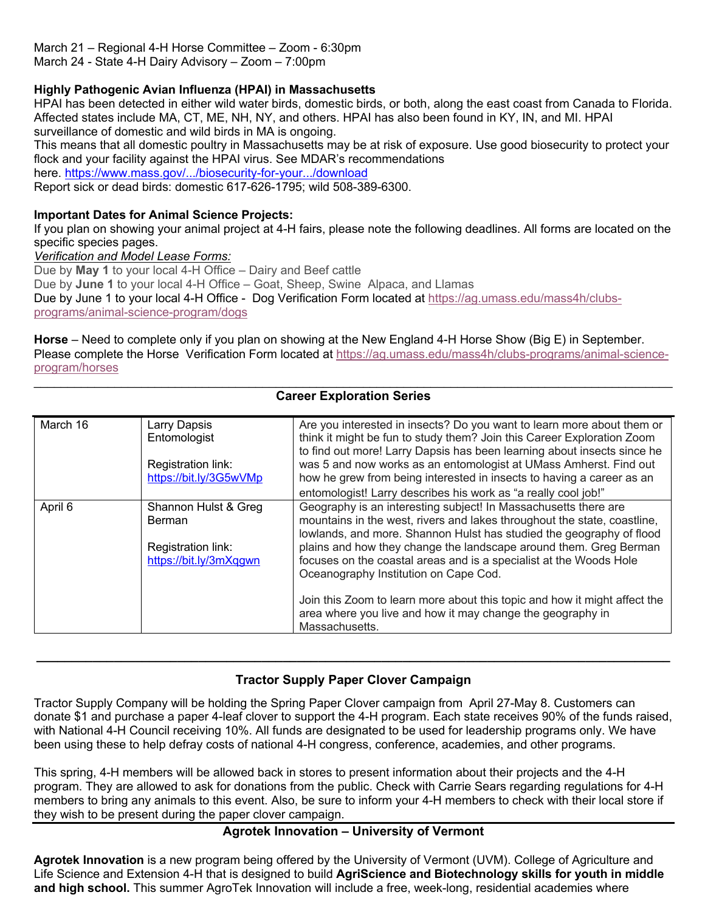March 21 – Regional 4-H Horse Committee – Zoom - 6:30pm
March 24 - State 4-H Dairy Advisory – Zoom – 7:00pm

**Highly Pathogenic Avian Influenza (HPAI) in Massachusetts**

HPAI has been detected in either wild water birds, domestic birds, or both, along the east coast from Canada to Florida. Affected states include MA, CT, ME, NH, NY, and others. HPAI has also been found in KY, IN, and MI. HPAI surveillance of domestic and wild birds in MA is ongoing.

This means that all domestic poultry in Massachusetts may be at risk of exposure. Use good biosecurity to protect your flock and your facility against the HPAI virus. See MDAR's recommendations here. https://www.mass.gov/.../biosecurity-for-your.../download

Report sick or dead birds: domestic 617-626-1795; wild 508-389-6300.

**Important Dates for Animal Science Projects:**

If you plan on showing your animal project at 4-H fairs, please note the following deadlines. All forms are located on the specific species pages.

*Verification and Model Lease Forms:*

Due by **May 1** to your local 4-H Office – Dairy and Beef cattle
Due by **June 1** to your local 4-H Office – Goat, Sheep, Swine Alpaca, and Llamas
Due by June 1 to your local 4-H Office - Dog Verification Form located at https://ag.umass.edu/mass4h/clubs-programs/animal-science-program/dogs

**Horse** – Need to complete only if you plan on showing at the New England 4-H Horse Show (Big E) in September. Please complete the Horse Verification Form located at https://ag.umass.edu/mass4h/clubs-programs/animal-science-program/horses

---

**Career Exploration Series**

| Date | Speaker | Description |
|---|---|---|
| March 16 | Larry Dapsis<br>Entomologist<br><br>Registration link:<br>https://bit.ly/3G5wVMp | Are you interested in insects? Do you want to learn more about them or think it might be fun to study them? Join this Career Exploration Zoom to find out more! Larry Dapsis has been learning about insects since he was 5 and now works as an entomologist at UMass Amherst. Find out how he grew from being interested in insects to having a career as an entomologist! Larry describes his work as "a really cool job!" |
| April 6 | Shannon Hulst & Greg Berman<br><br>Registration link:<br>https://bit.ly/3mXqgwn | Geography is an interesting subject! In Massachusetts there are mountains in the west, rivers and lakes throughout the state, coastline, lowlands, and more. Shannon Hulst has studied the geography of flood plains and how they change the landscape around them. Greg Berman focuses on the coastal areas and is a specialist at the Woods Hole Oceanography Institution on Cape Cod.<br><br>Join this Zoom to learn more about this topic and how it might affect the area where you live and how it may change the geography in Massachusetts. |

---

**Tractor Supply Paper Clover Campaign**

Tractor Supply Company will be holding the Spring Paper Clover campaign from April 27-May 8. Customers can donate $1 and purchase a paper 4-leaf clover to support the 4-H program. Each state receives 90% of the funds raised, with National 4-H Council receiving 10%. All funds are designated to be used for leadership programs only. We have been using these to help defray costs of national 4-H congress, conference, academies, and other programs.

This spring, 4-H members will be allowed back in stores to present information about their projects and the 4-H program. They are allowed to ask for donations from the public. Check with Carrie Sears regarding regulations for 4-H members to bring any animals to this event. Also, be sure to inform your 4-H members to check with their local store if they wish to be present during the paper clover campaign.

---

**Agrotek Innovation – University of Vermont**

**Agrotek Innovation** is a new program being offered by the University of Vermont (UVM). College of Agriculture and Life Science and Extension 4-H that is designed to build **AgriScience and Biotechnology skills for youth in middle and high school.** This summer AgroTek Innovation will include a free, week-long, residential academies where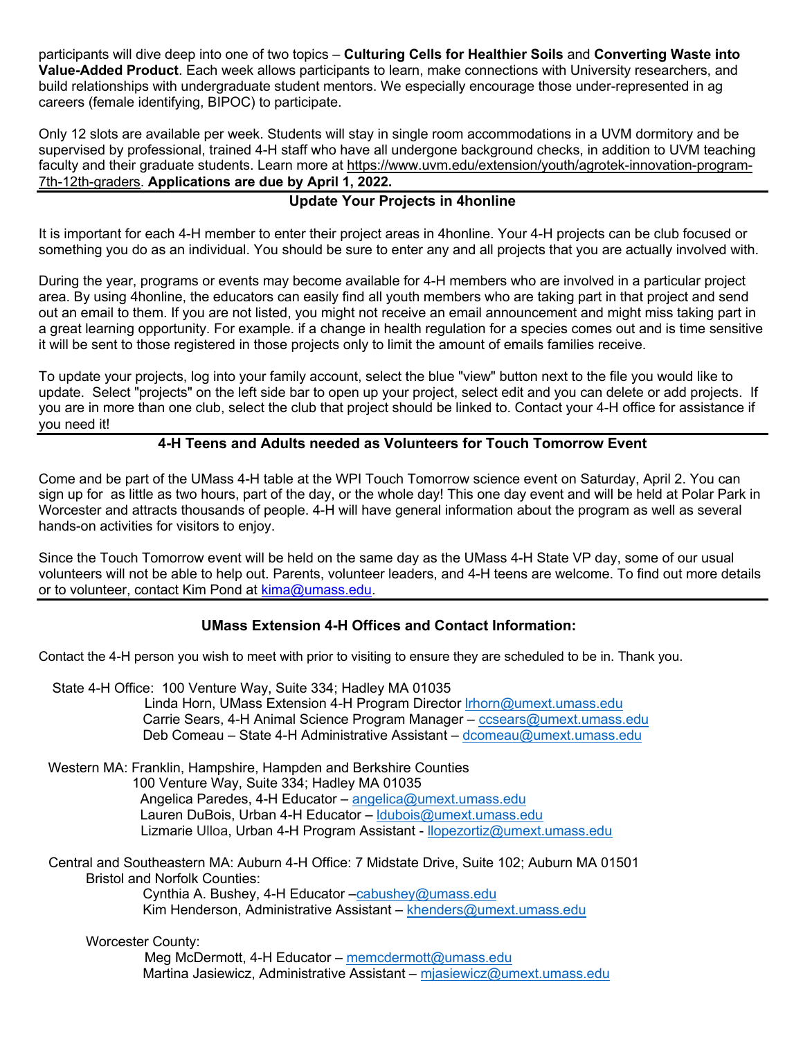participants will dive deep into one of two topics – **Culturing Cells for Healthier Soils** and **Converting Waste into Value-Added Product**. Each week allows participants to learn, make connections with University researchers, and build relationships with undergraduate student mentors. We especially encourage those under-represented in ag careers (female identifying, BIPOC) to participate.

Only 12 slots are available per week. Students will stay in single room accommodations in a UVM dormitory and be supervised by professional, trained 4-H staff who have all undergone background checks, in addition to UVM teaching faculty and their graduate students. Learn more at https://www.uvm.edu/extension/youth/agrotek-innovation-program-7th-12th-graders. **Applications are due by April 1, 2022.**

## Update Your Projects in 4honline

It is important for each 4-H member to enter their project areas in 4honline. Your 4-H projects can be club focused or something you do as an individual. You should be sure to enter any and all projects that you are actually involved with.

During the year, programs or events may become available for 4-H members who are involved in a particular project area. By using 4honline, the educators can easily find all youth members who are taking part in that project and send out an email to them. If you are not listed, you might not receive an email announcement and might miss taking part in a great learning opportunity. For example. if a change in health regulation for a species comes out and is time sensitive it will be sent to those registered in those projects only to limit the amount of emails families receive.

To update your projects, log into your family account, select the blue "view" button next to the file you would like to update. Select "projects" on the left side bar to open up your project, select edit and you can delete or add projects. If you are in more than one club, select the club that project should be linked to. Contact your 4-H office for assistance if you need it!

## 4-H Teens and Adults needed as Volunteers for Touch Tomorrow Event

Come and be part of the UMass 4-H table at the WPI Touch Tomorrow science event on Saturday, April 2. You can sign up for as little as two hours, part of the day, or the whole day! This one day event and will be held at Polar Park in Worcester and attracts thousands of people. 4-H will have general information about the program as well as several hands-on activities for visitors to enjoy.

Since the Touch Tomorrow event will be held on the same day as the UMass 4-H State VP day, some of our usual volunteers will not be able to help out. Parents, volunteer leaders, and 4-H teens are welcome. To find out more details or to volunteer, contact Kim Pond at kima@umass.edu.

## UMass Extension 4-H Offices and Contact Information:

Contact the 4-H person you wish to meet with prior to visiting to ensure they are scheduled to be in. Thank you.

State 4-H Office: 100 Venture Way, Suite 334; Hadley MA 01035
- Linda Horn, UMass Extension 4-H Program Director lrhorn@umext.umass.edu
- Carrie Sears, 4-H Animal Science Program Manager – ccsears@umext.umass.edu
- Deb Comeau – State 4-H Administrative Assistant – dcomeau@umext.umass.edu

Western MA: Franklin, Hampshire, Hampden and Berkshire Counties
100 Venture Way, Suite 334; Hadley MA 01035
- Angelica Paredes, 4-H Educator – angelica@umext.umass.edu
- Lauren DuBois, Urban 4-H Educator – ldubois@umext.umass.edu
- Lizmarie Ulloa, Urban 4-H Program Assistant - llopezortiz@umext.umass.edu

Central and Southeastern MA: Auburn 4-H Office: 7 Midstate Drive, Suite 102; Auburn MA 01501

Bristol and Norfolk Counties:
- Cynthia A. Bushey, 4-H Educator –cabushey@umass.edu
- Kim Henderson, Administrative Assistant – khenders@umext.umass.edu

Worcester County:
- Meg McDermott, 4-H Educator – memcdermott@umass.edu
- Martina Jasiewicz, Administrative Assistant – mjasiewicz@umext.umass.edu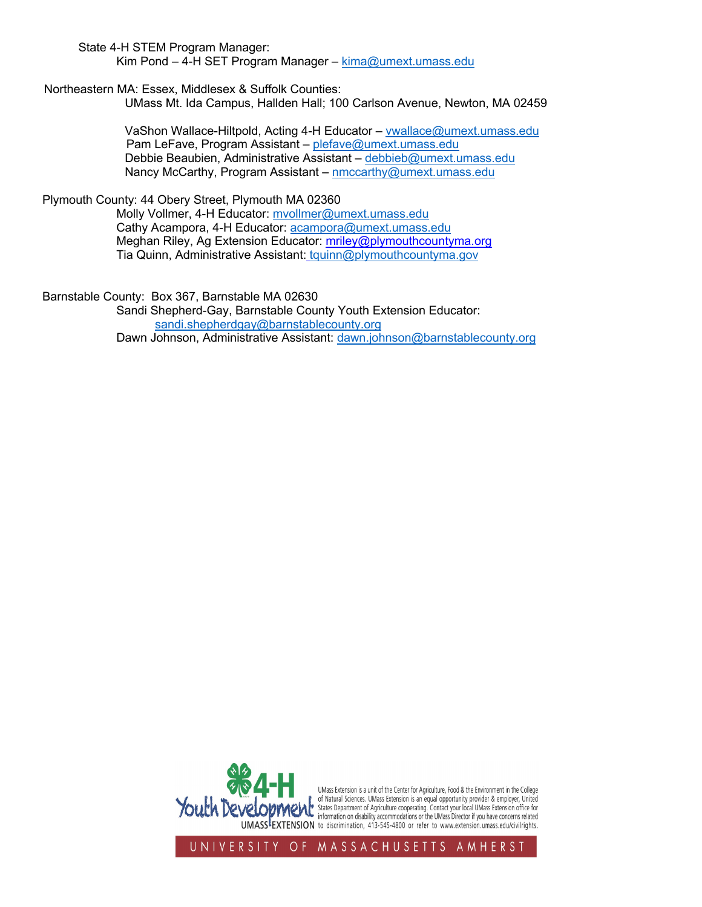State 4-H STEM Program Manager:

Kim Pond – 4-H SET Program Manager – kima@umext.umass.edu

Northeastern MA: Essex, Middlesex & Suffolk Counties:

UMass Mt. Ida Campus, Hallden Hall; 100 Carlson Avenue, Newton, MA 02459

VaShon Wallace-Hiltpold, Acting 4-H Educator – vwallace@umext.umass.edu
Pam LeFave, Program Assistant – plefave@umext.umass.edu
Debbie Beaubien, Administrative Assistant – debbieb@umext.umass.edu
Nancy McCarthy, Program Assistant – nmccarthy@umext.umass.edu

Plymouth County: 44 Obery Street, Plymouth MA 02360

Molly Vollmer, 4-H Educator: mvollmer@umext.umass.edu
Cathy Acampora, 4-H Educator: acampora@umext.umass.edu
Meghan Riley, Ag Extension Educator: mriley@plymouthcountyma.org
Tia Quinn, Administrative Assistant: tquinn@plymouthcountyma.gov

Barnstable County: Box 367, Barnstable MA 02630

Sandi Shepherd-Gay, Barnstable County Youth Extension Educator:
sandi.shepherdgay@barnstablecounty.org
Dawn Johnson, Administrative Assistant: dawn.johnson@barnstablecounty.org

4-H Youth Development UMASS EXTENSION

UMass Extension is a unit of the Center for Agriculture, Food & the Environment in the College of Natural Sciences. UMass Extension is an equal opportunity provider & employer, United States Department of Agriculture cooperating. Contact your local UMass Extension office for information on disability accommodations or the UMass Director if you have concerns related to discrimination, 413-545-4800 or refer to www.extension.umass.edu/civilrights.

UNIVERSITY OF MASSACHUSETTS AMHERST